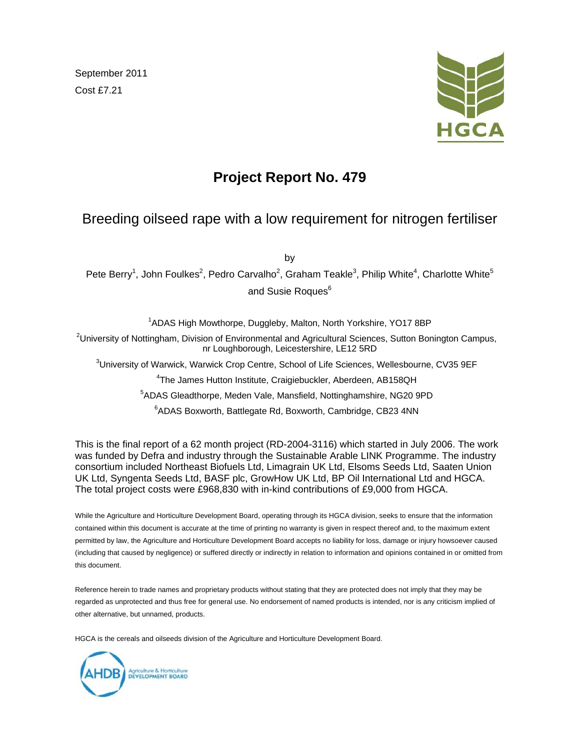September 2011

Cost £7.21

# Project Report No. 479

## Breeding oilseed rape with a low requirement for nitrogen fertiliser

by

Pete Berry[1], John Foulkes[2], Pedro Carvalho[2], Graham Teakle[3], Philip White[4], Charlotte White[5] and Susie Roques[6]

[1]ADAS High Mowthorpe, Duggleby, Malton, North Yorkshire, YO17 8BP

[2]University of Nottingham, Division of Environmental and Agricultural Sciences, Sutton Bonington Campus, nr Loughborough, Leicestershire, LE12 5RD

[3]University of Warwick, Warwick Crop Centre, School of Life Sciences, Wellesbourne, CV35 9EF

[4]The James Hutton Institute, Craigiebuckler, Aberdeen, AB158QH

[5]ADAS Gleadthorpe, Meden Vale, Mansfield, Nottinghamshire, NG20 9PD

[6]ADAS Boxworth, Battlegate Rd, Boxworth, Cambridge, CB23 4NN

This is the final report of a 62 month project (RD-2004-3116) which started in July 2006. The work was funded by Defra and industry through the Sustainable Arable LINK Programme. The industry consortium included Northeast Biofuels Ltd, Limagrain UK Ltd, Elsoms Seeds Ltd, Saaten Union UK Ltd, Syngenta Seeds Ltd, BASF plc, GrowHow UK Ltd, BP Oil International Ltd and HGCA. The total project costs were £968,830 with in-kind contributions of £9,000 from HGCA.

While the Agriculture and Horticulture Development Board, operating through its HGCA division, seeks to ensure that the information contained within this document is accurate at the time of printing no warranty is given in respect thereof and, to the maximum extent permitted by law, the Agriculture and Horticulture Development Board accepts no liability for loss, damage or injury howsoever caused (including that caused by negligence) or suffered directly or indirectly in relation to information and opinions contained in or omitted from this document.

Reference herein to trade names and proprietary products without stating that they are protected does not imply that they may be regarded as unprotected and thus free for general use. No endorsement of named products is intended, nor is any criticism implied of other alternative, but unnamed, products.

HGCA is the cereals and oilseeds division of the Agriculture and Horticulture Development Board.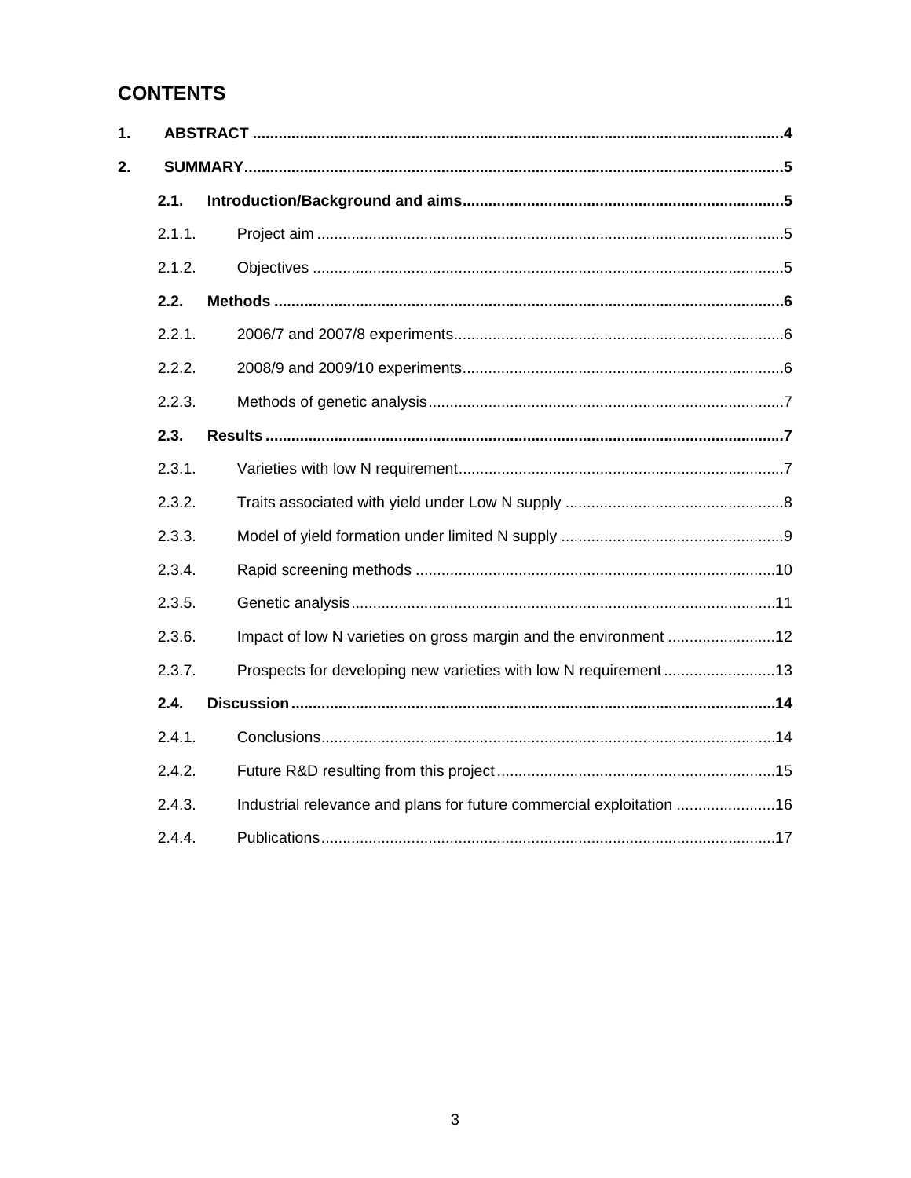## CONTENTS

| | | | |
|---|---|---|---|
| **1.** | **ABSTRACT** | | **4** |
| **2.** | **SUMMARY** | | **5** |
| | **2.1.** | **Introduction/Background and aims** | **5** |
| | 2.1.1. | Project aim | 5 |
| | 2.1.2. | Objectives | 5 |
| | **2.2.** | **Methods** | **6** |
| | 2.2.1. | 2006/7 and 2007/8 experiments | 6 |
| | 2.2.2. | 2008/9 and 2009/10 experiments | 6 |
| | 2.2.3. | Methods of genetic analysis | 7 |
| | **2.3.** | **Results** | **7** |
| | 2.3.1. | Varieties with low N requirement | 7 |
| | 2.3.2. | Traits associated with yield under Low N supply | 8 |
| | 2.3.3. | Model of yield formation under limited N supply | 9 |
| | 2.3.4. | Rapid screening methods | 10 |
| | 2.3.5. | Genetic analysis | 11 |
| | 2.3.6. | Impact of low N varieties on gross margin and the environment | 12 |
| | 2.3.7. | Prospects for developing new varieties with low N requirement | 13 |
| | **2.4.** | **Discussion** | **14** |
| | 2.4.1. | Conclusions | 14 |
| | 2.4.2. | Future R&D resulting from this project | 15 |
| | 2.4.3. | Industrial relevance and plans for future commercial exploitation | 16 |
| | 2.4.4. | Publications | 17 |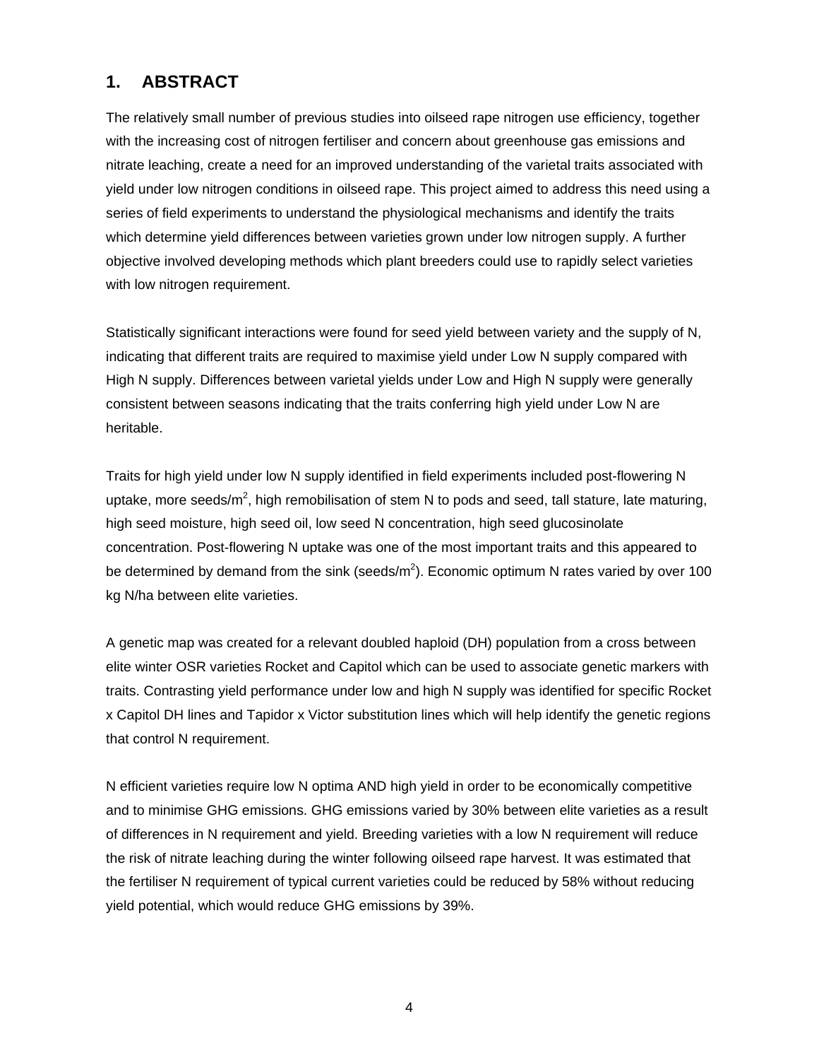## 1. ABSTRACT

The relatively small number of previous studies into oilseed rape nitrogen use efficiency, together with the increasing cost of nitrogen fertiliser and concern about greenhouse gas emissions and nitrate leaching, create a need for an improved understanding of the varietal traits associated with yield under low nitrogen conditions in oilseed rape. This project aimed to address this need using a series of field experiments to understand the physiological mechanisms and identify the traits which determine yield differences between varieties grown under low nitrogen supply. A further objective involved developing methods which plant breeders could use to rapidly select varieties with low nitrogen requirement.

Statistically significant interactions were found for seed yield between variety and the supply of N, indicating that different traits are required to maximise yield under Low N supply compared with High N supply. Differences between varietal yields under Low and High N supply were generally consistent between seasons indicating that the traits conferring high yield under Low N are heritable.

Traits for high yield under low N supply identified in field experiments included post-flowering N uptake, more seeds/$m^2$, high remobilisation of stem N to pods and seed, tall stature, late maturing, high seed moisture, high seed oil, low seed N concentration, high seed glucosinolate concentration. Post-flowering N uptake was one of the most important traits and this appeared to be determined by demand from the sink (seeds/$m^2$). Economic optimum N rates varied by over 100 kg N/ha between elite varieties.

A genetic map was created for a relevant doubled haploid (DH) population from a cross between elite winter OSR varieties Rocket and Capitol which can be used to associate genetic markers with traits. Contrasting yield performance under low and high N supply was identified for specific Rocket x Capitol DH lines and Tapidor x Victor substitution lines which will help identify the genetic regions that control N requirement.

N efficient varieties require low N optima AND high yield in order to be economically competitive and to minimise GHG emissions. GHG emissions varied by 30% between elite varieties as a result of differences in N requirement and yield. Breeding varieties with a low N requirement will reduce the risk of nitrate leaching during the winter following oilseed rape harvest. It was estimated that the fertiliser N requirement of typical current varieties could be reduced by 58% without reducing yield potential, which would reduce GHG emissions by 39%.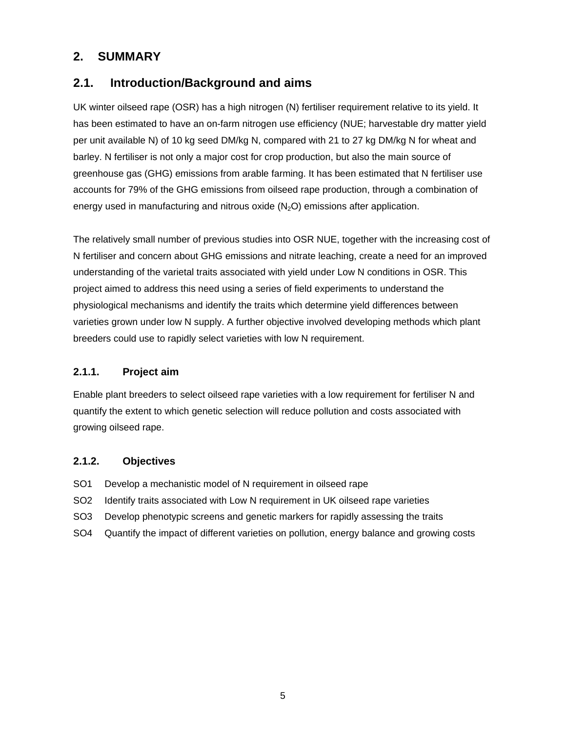# 2. SUMMARY

## 2.1. Introduction/Background and aims

UK winter oilseed rape (OSR) has a high nitrogen (N) fertiliser requirement relative to its yield. It has been estimated to have an on-farm nitrogen use efficiency (NUE; harvestable dry matter yield per unit available N) of 10 kg seed DM/kg N, compared with 21 to 27 kg DM/kg N for wheat and barley. N fertiliser is not only a major cost for crop production, but also the main source of greenhouse gas (GHG) emissions from arable farming. It has been estimated that N fertiliser use accounts for 79% of the GHG emissions from oilseed rape production, through a combination of energy used in manufacturing and nitrous oxide ($N_2O$) emissions after application.

The relatively small number of previous studies into OSR NUE, together with the increasing cost of N fertiliser and concern about GHG emissions and nitrate leaching, create a need for an improved understanding of the varietal traits associated with yield under Low N conditions in OSR. This project aimed to address this need using a series of field experiments to understand the physiological mechanisms and identify the traits which determine yield differences between varieties grown under low N supply. A further objective involved developing methods which plant breeders could use to rapidly select varieties with low N requirement.

### 2.1.1. Project aim

Enable plant breeders to select oilseed rape varieties with a low requirement for fertiliser N and quantify the extent to which genetic selection will reduce pollution and costs associated with growing oilseed rape.

### 2.1.2. Objectives

- SO1 Develop a mechanistic model of N requirement in oilseed rape
- SO2 Identify traits associated with Low N requirement in UK oilseed rape varieties
- SO3 Develop phenotypic screens and genetic markers for rapidly assessing the traits
- SO4 Quantify the impact of different varieties on pollution, energy balance and growing costs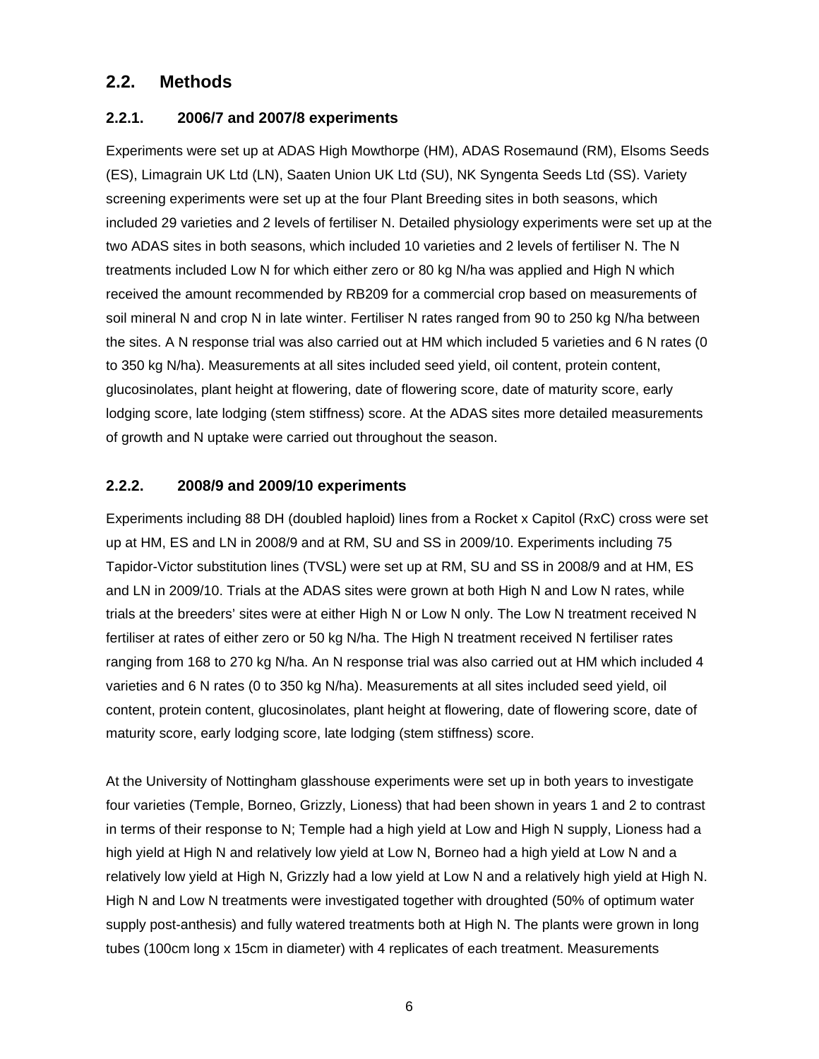## 2.2. Methods

### 2.2.1. 2006/7 and 2007/8 experiments

Experiments were set up at ADAS High Mowthorpe (HM), ADAS Rosemaund (RM), Elsoms Seeds (ES), Limagrain UK Ltd (LN), Saaten Union UK Ltd (SU), NK Syngenta Seeds Ltd (SS). Variety screening experiments were set up at the four Plant Breeding sites in both seasons, which included 29 varieties and 2 levels of fertiliser N. Detailed physiology experiments were set up at the two ADAS sites in both seasons, which included 10 varieties and 2 levels of fertiliser N. The N treatments included Low N for which either zero or 80 kg N/ha was applied and High N which received the amount recommended by RB209 for a commercial crop based on measurements of soil mineral N and crop N in late winter. Fertiliser N rates ranged from 90 to 250 kg N/ha between the sites. A N response trial was also carried out at HM which included 5 varieties and 6 N rates (0 to 350 kg N/ha). Measurements at all sites included seed yield, oil content, protein content, glucosinolates, plant height at flowering, date of flowering score, date of maturity score, early lodging score, late lodging (stem stiffness) score. At the ADAS sites more detailed measurements of growth and N uptake were carried out throughout the season.

### 2.2.2. 2008/9 and 2009/10 experiments

Experiments including 88 DH (doubled haploid) lines from a Rocket x Capitol (RxC) cross were set up at HM, ES and LN in 2008/9 and at RM, SU and SS in 2009/10. Experiments including 75 Tapidor-Victor substitution lines (TVSL) were set up at RM, SU and SS in 2008/9 and at HM, ES and LN in 2009/10. Trials at the ADAS sites were grown at both High N and Low N rates, while trials at the breeders' sites were at either High N or Low N only. The Low N treatment received N fertiliser at rates of either zero or 50 kg N/ha. The High N treatment received N fertiliser rates ranging from 168 to 270 kg N/ha. An N response trial was also carried out at HM which included 4 varieties and 6 N rates (0 to 350 kg N/ha). Measurements at all sites included seed yield, oil content, protein content, glucosinolates, plant height at flowering, date of flowering score, date of maturity score, early lodging score, late lodging (stem stiffness) score.

At the University of Nottingham glasshouse experiments were set up in both years to investigate four varieties (Temple, Borneo, Grizzly, Lioness) that had been shown in years 1 and 2 to contrast in terms of their response to N; Temple had a high yield at Low and High N supply, Lioness had a high yield at High N and relatively low yield at Low N, Borneo had a high yield at Low N and a relatively low yield at High N, Grizzly had a low yield at Low N and a relatively high yield at High N. High N and Low N treatments were investigated together with droughted (50% of optimum water supply post-anthesis) and fully watered treatments both at High N. The plants were grown in long tubes (100cm long x 15cm in diameter) with 4 replicates of each treatment. Measurements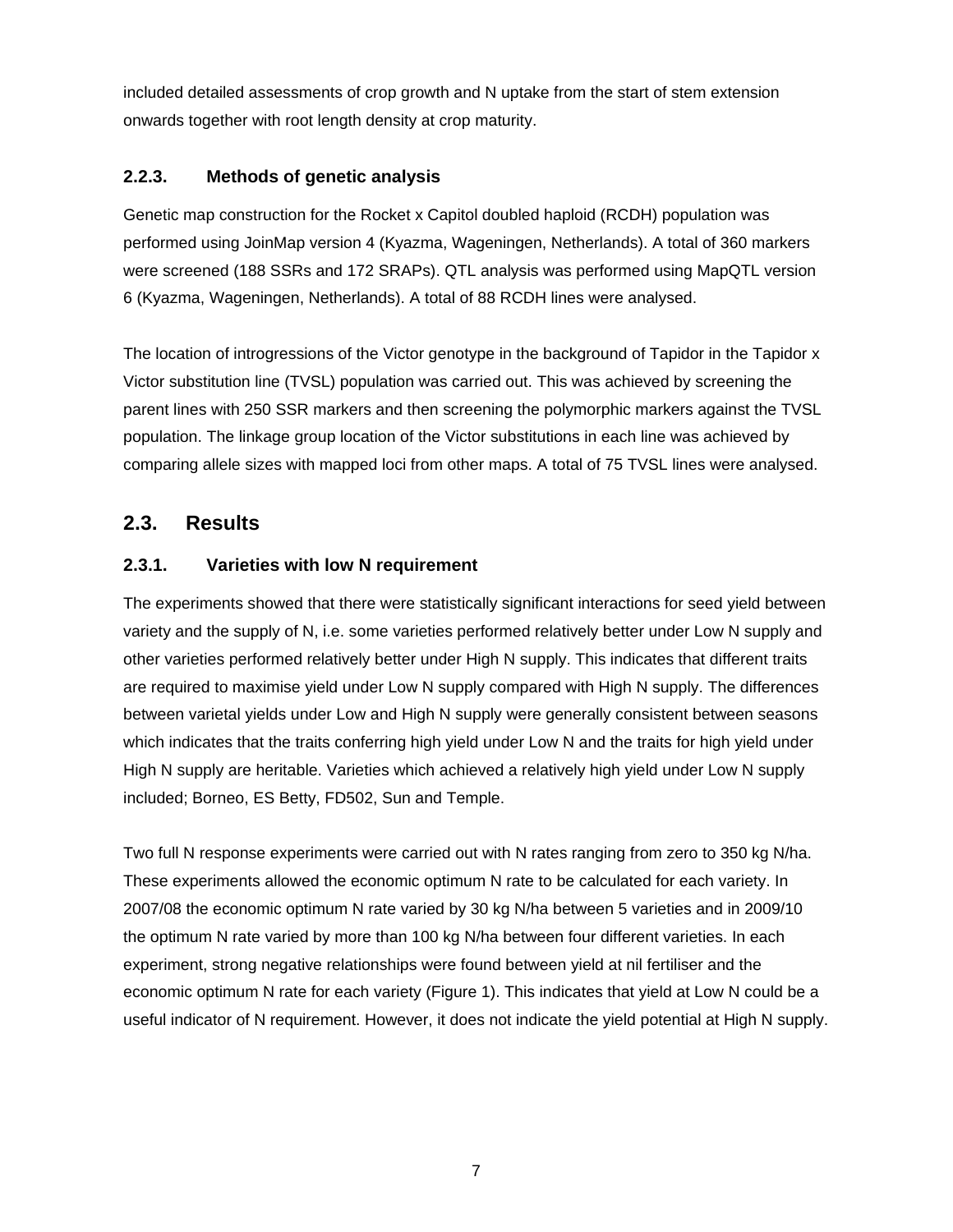included detailed assessments of crop growth and N uptake from the start of stem extension onwards together with root length density at crop maturity.

### 2.2.3. Methods of genetic analysis

Genetic map construction for the Rocket x Capitol doubled haploid (RCDH) population was performed using JoinMap version 4 (Kyazma, Wageningen, Netherlands). A total of 360 markers were screened (188 SSRs and 172 SRAPs). QTL analysis was performed using MapQTL version 6 (Kyazma, Wageningen, Netherlands). A total of 88 RCDH lines were analysed.

The location of introgressions of the Victor genotype in the background of Tapidor in the Tapidor x Victor substitution line (TVSL) population was carried out. This was achieved by screening the parent lines with 250 SSR markers and then screening the polymorphic markers against the TVSL population. The linkage group location of the Victor substitutions in each line was achieved by comparing allele sizes with mapped loci from other maps. A total of 75 TVSL lines were analysed.

## 2.3. Results

### 2.3.1. Varieties with low N requirement

The experiments showed that there were statistically significant interactions for seed yield between variety and the supply of N, i.e. some varieties performed relatively better under Low N supply and other varieties performed relatively better under High N supply. This indicates that different traits are required to maximise yield under Low N supply compared with High N supply. The differences between varietal yields under Low and High N supply were generally consistent between seasons which indicates that the traits conferring high yield under Low N and the traits for high yield under High N supply are heritable. Varieties which achieved a relatively high yield under Low N supply included; Borneo, ES Betty, FD502, Sun and Temple.

Two full N response experiments were carried out with N rates ranging from zero to 350 kg N/ha. These experiments allowed the economic optimum N rate to be calculated for each variety. In 2007/08 the economic optimum N rate varied by 30 kg N/ha between 5 varieties and in 2009/10 the optimum N rate varied by more than 100 kg N/ha between four different varieties. In each experiment, strong negative relationships were found between yield at nil fertiliser and the economic optimum N rate for each variety (Figure 1). This indicates that yield at Low N could be a useful indicator of N requirement. However, it does not indicate the yield potential at High N supply.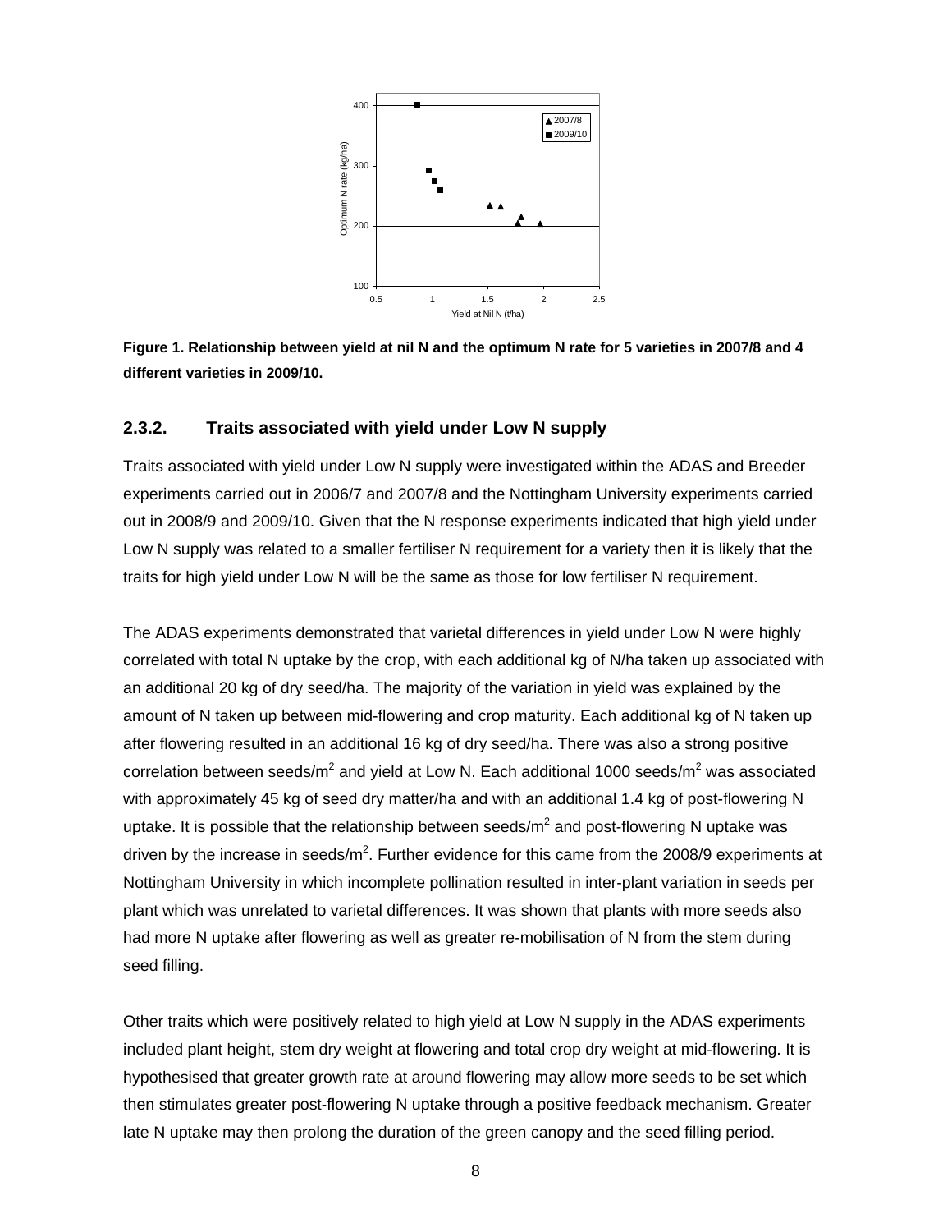**Figure 1. Relationship between yield at nil N and the optimum N rate for 5 varieties in 2007/8 and 4 different varieties in 2009/10.**

### 2.3.2. Traits associated with yield under Low N supply

Traits associated with yield under Low N supply were investigated within the ADAS and Breeder experiments carried out in 2006/7 and 2007/8 and the Nottingham University experiments carried out in 2008/9 and 2009/10. Given that the N response experiments indicated that high yield under Low N supply was related to a smaller fertiliser N requirement for a variety then it is likely that the traits for high yield under Low N will be the same as those for low fertiliser N requirement.

The ADAS experiments demonstrated that varietal differences in yield under Low N were highly correlated with total N uptake by the crop, with each additional kg of N/ha taken up associated with an additional 20 kg of dry seed/ha. The majority of the variation in yield was explained by the amount of N taken up between mid-flowering and crop maturity. Each additional kg of N taken up after flowering resulted in an additional 16 kg of dry seed/ha. There was also a strong positive correlation between seeds/m$^2$ and yield at Low N. Each additional 1000 seeds/m$^2$ was associated with approximately 45 kg of seed dry matter/ha and with an additional 1.4 kg of post-flowering N uptake. It is possible that the relationship between seeds/m$^2$ and post-flowering N uptake was driven by the increase in seeds/m$^2$. Further evidence for this came from the 2008/9 experiments at Nottingham University in which incomplete pollination resulted in inter-plant variation in seeds per plant which was unrelated to varietal differences. It was shown that plants with more seeds also had more N uptake after flowering as well as greater re-mobilisation of N from the stem during seed filling.

Other traits which were positively related to high yield at Low N supply in the ADAS experiments included plant height, stem dry weight at flowering and total crop dry weight at mid-flowering. It is hypothesised that greater growth rate at around flowering may allow more seeds to be set which then stimulates greater post-flowering N uptake through a positive feedback mechanism. Greater late N uptake may then prolong the duration of the green canopy and the seed filling period.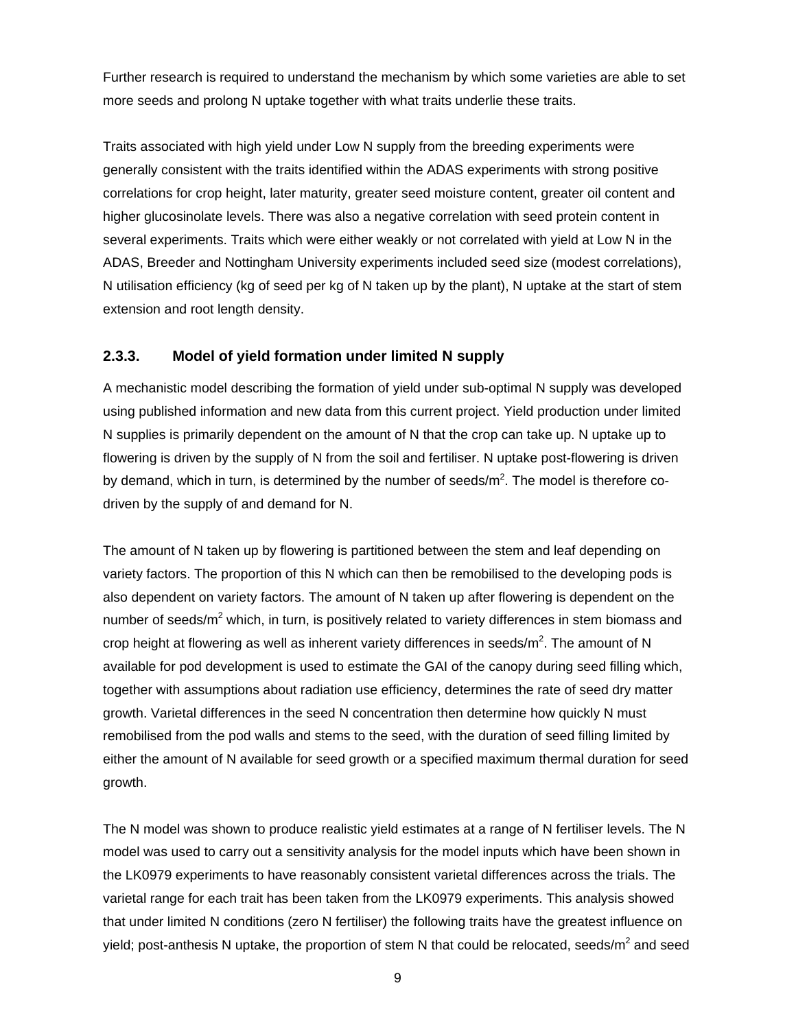Further research is required to understand the mechanism by which some varieties are able to set more seeds and prolong N uptake together with what traits underlie these traits.

Traits associated with high yield under Low N supply from the breeding experiments were generally consistent with the traits identified within the ADAS experiments with strong positive correlations for crop height, later maturity, greater seed moisture content, greater oil content and higher glucosinolate levels. There was also a negative correlation with seed protein content in several experiments. Traits which were either weakly or not correlated with yield at Low N in the ADAS, Breeder and Nottingham University experiments included seed size (modest correlations), N utilisation efficiency (kg of seed per kg of N taken up by the plant), N uptake at the start of stem extension and root length density.

### 2.3.3. Model of yield formation under limited N supply

A mechanistic model describing the formation of yield under sub-optimal N supply was developed using published information and new data from this current project. Yield production under limited N supplies is primarily dependent on the amount of N that the crop can take up. N uptake up to flowering is driven by the supply of N from the soil and fertiliser. N uptake post-flowering is driven by demand, which in turn, is determined by the number of seeds/m$^2$. The model is therefore co-driven by the supply of and demand for N.

The amount of N taken up by flowering is partitioned between the stem and leaf depending on variety factors. The proportion of this N which can then be remobilised to the developing pods is also dependent on variety factors. The amount of N taken up after flowering is dependent on the number of seeds/m$^2$ which, in turn, is positively related to variety differences in stem biomass and crop height at flowering as well as inherent variety differences in seeds/m$^2$. The amount of N available for pod development is used to estimate the GAI of the canopy during seed filling which, together with assumptions about radiation use efficiency, determines the rate of seed dry matter growth. Varietal differences in the seed N concentration then determine how quickly N must remobilised from the pod walls and stems to the seed, with the duration of seed filling limited by either the amount of N available for seed growth or a specified maximum thermal duration for seed growth.

The N model was shown to produce realistic yield estimates at a range of N fertiliser levels. The N model was used to carry out a sensitivity analysis for the model inputs which have been shown in the LK0979 experiments to have reasonably consistent varietal differences across the trials. The varietal range for each trait has been taken from the LK0979 experiments. This analysis showed that under limited N conditions (zero N fertiliser) the following traits have the greatest influence on yield; post-anthesis N uptake, the proportion of stem N that could be relocated, seeds/m$^2$ and seed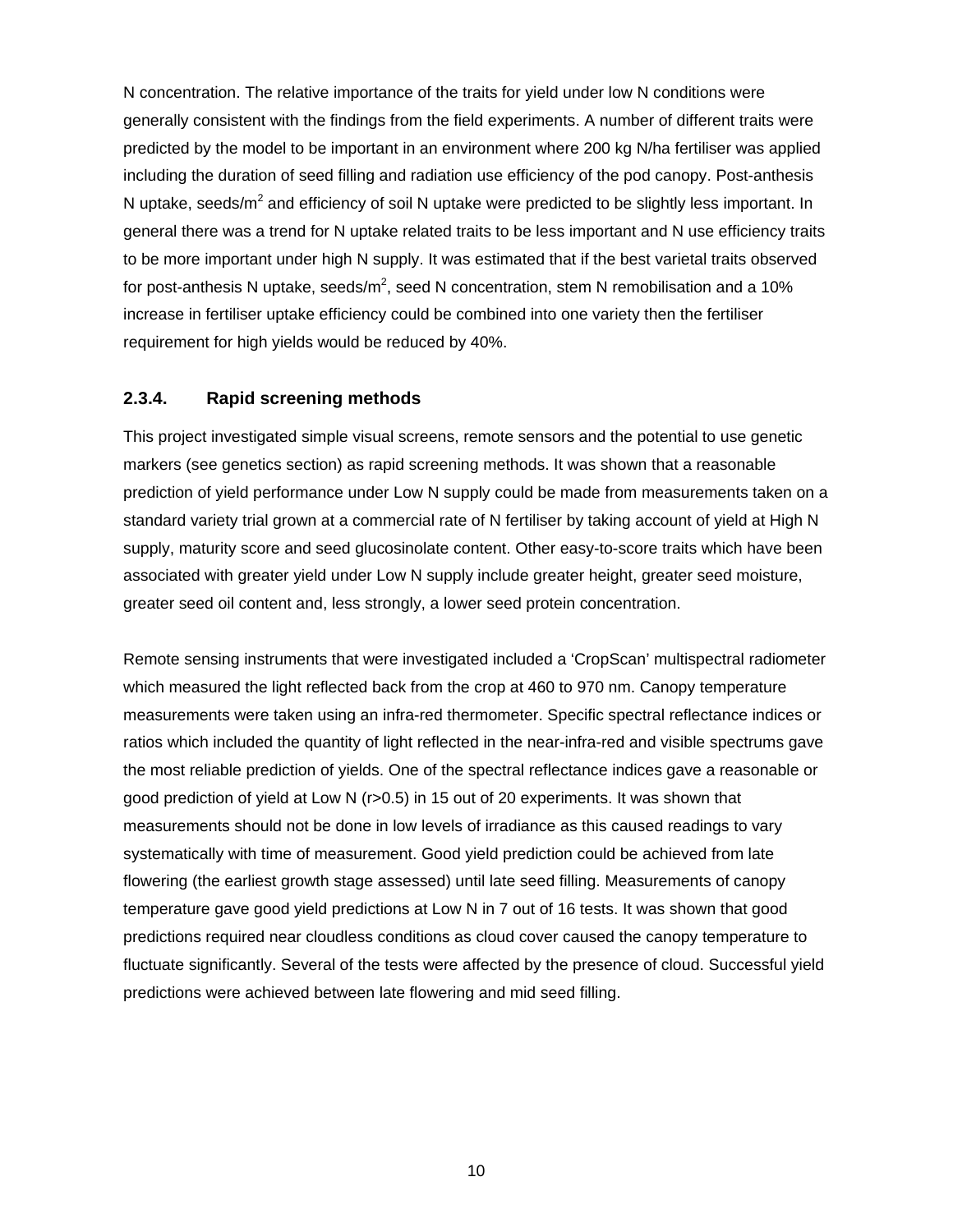N concentration. The relative importance of the traits for yield under low N conditions were generally consistent with the findings from the field experiments. A number of different traits were predicted by the model to be important in an environment where 200 kg N/ha fertiliser was applied including the duration of seed filling and radiation use efficiency of the pod canopy. Post-anthesis N uptake, seeds/$m^2$ and efficiency of soil N uptake were predicted to be slightly less important. In general there was a trend for N uptake related traits to be less important and N use efficiency traits to be more important under high N supply. It was estimated that if the best varietal traits observed for post-anthesis N uptake, seeds/$m^2$, seed N concentration, stem N remobilisation and a 10% increase in fertiliser uptake efficiency could be combined into one variety then the fertiliser requirement for high yields would be reduced by 40%.

### 2.3.4. Rapid screening methods

This project investigated simple visual screens, remote sensors and the potential to use genetic markers (see genetics section) as rapid screening methods. It was shown that a reasonable prediction of yield performance under Low N supply could be made from measurements taken on a standard variety trial grown at a commercial rate of N fertiliser by taking account of yield at High N supply, maturity score and seed glucosinolate content. Other easy-to-score traits which have been associated with greater yield under Low N supply include greater height, greater seed moisture, greater seed oil content and, less strongly, a lower seed protein concentration.

Remote sensing instruments that were investigated included a 'CropScan' multispectral radiometer which measured the light reflected back from the crop at 460 to 970 nm. Canopy temperature measurements were taken using an infra-red thermometer. Specific spectral reflectance indices or ratios which included the quantity of light reflected in the near-infra-red and visible spectrums gave the most reliable prediction of yields. One of the spectral reflectance indices gave a reasonable or good prediction of yield at Low N ($r>0.5$) in 15 out of 20 experiments. It was shown that measurements should not be done in low levels of irradiance as this caused readings to vary systematically with time of measurement. Good yield prediction could be achieved from late flowering (the earliest growth stage assessed) until late seed filling. Measurements of canopy temperature gave good yield predictions at Low N in 7 out of 16 tests. It was shown that good predictions required near cloudless conditions as cloud cover caused the canopy temperature to fluctuate significantly. Several of the tests were affected by the presence of cloud. Successful yield predictions were achieved between late flowering and mid seed filling.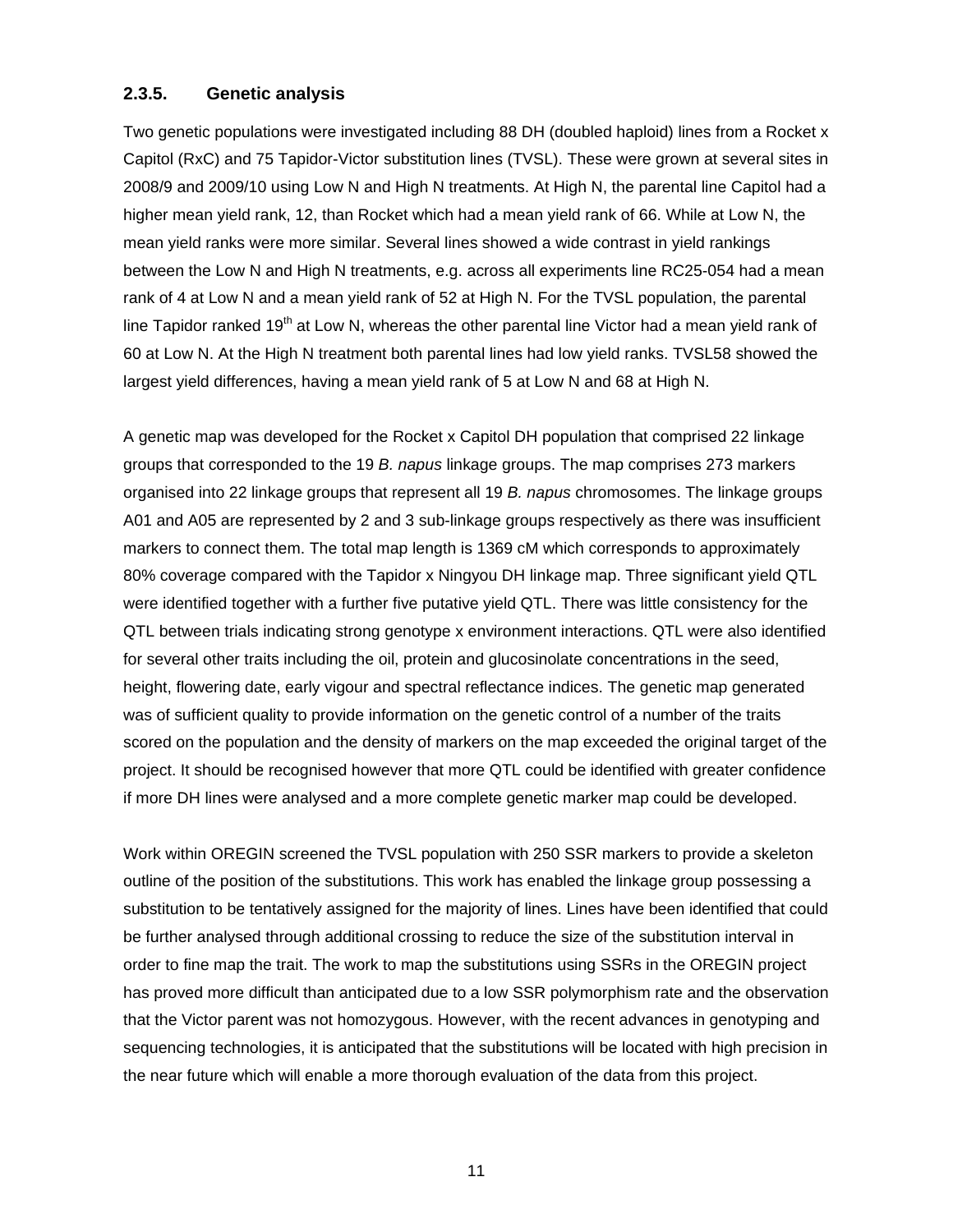### 2.3.5. Genetic analysis

Two genetic populations were investigated including 88 DH (doubled haploid) lines from a Rocket x Capitol (RxC) and 75 Tapidor-Victor substitution lines (TVSL). These were grown at several sites in 2008/9 and 2009/10 using Low N and High N treatments. At High N, the parental line Capitol had a higher mean yield rank, 12, than Rocket which had a mean yield rank of 66. While at Low N, the mean yield ranks were more similar. Several lines showed a wide contrast in yield rankings between the Low N and High N treatments, e.g. across all experiments line RC25-054 had a mean rank of 4 at Low N and a mean yield rank of 52 at High N. For the TVSL population, the parental line Tapidor ranked 19th at Low N, whereas the other parental line Victor had a mean yield rank of 60 at Low N. At the High N treatment both parental lines had low yield ranks. TVSL58 showed the largest yield differences, having a mean yield rank of 5 at Low N and 68 at High N.

A genetic map was developed for the Rocket x Capitol DH population that comprised 22 linkage groups that corresponded to the 19 *B. napus* linkage groups. The map comprises 273 markers organised into 22 linkage groups that represent all 19 *B. napus* chromosomes. The linkage groups A01 and A05 are represented by 2 and 3 sub-linkage groups respectively as there was insufficient markers to connect them. The total map length is 1369 cM which corresponds to approximately 80% coverage compared with the Tapidor x Ningyou DH linkage map. Three significant yield QTL were identified together with a further five putative yield QTL. There was little consistency for the QTL between trials indicating strong genotype x environment interactions. QTL were also identified for several other traits including the oil, protein and glucosinolate concentrations in the seed, height, flowering date, early vigour and spectral reflectance indices. The genetic map generated was of sufficient quality to provide information on the genetic control of a number of the traits scored on the population and the density of markers on the map exceeded the original target of the project. It should be recognised however that more QTL could be identified with greater confidence if more DH lines were analysed and a more complete genetic marker map could be developed.

Work within OREGIN screened the TVSL population with 250 SSR markers to provide a skeleton outline of the position of the substitutions. This work has enabled the linkage group possessing a substitution to be tentatively assigned for the majority of lines. Lines have been identified that could be further analysed through additional crossing to reduce the size of the substitution interval in order to fine map the trait. The work to map the substitutions using SSRs in the OREGIN project has proved more difficult than anticipated due to a low SSR polymorphism rate and the observation that the Victor parent was not homozygous. However, with the recent advances in genotyping and sequencing technologies, it is anticipated that the substitutions will be located with high precision in the near future which will enable a more thorough evaluation of the data from this project.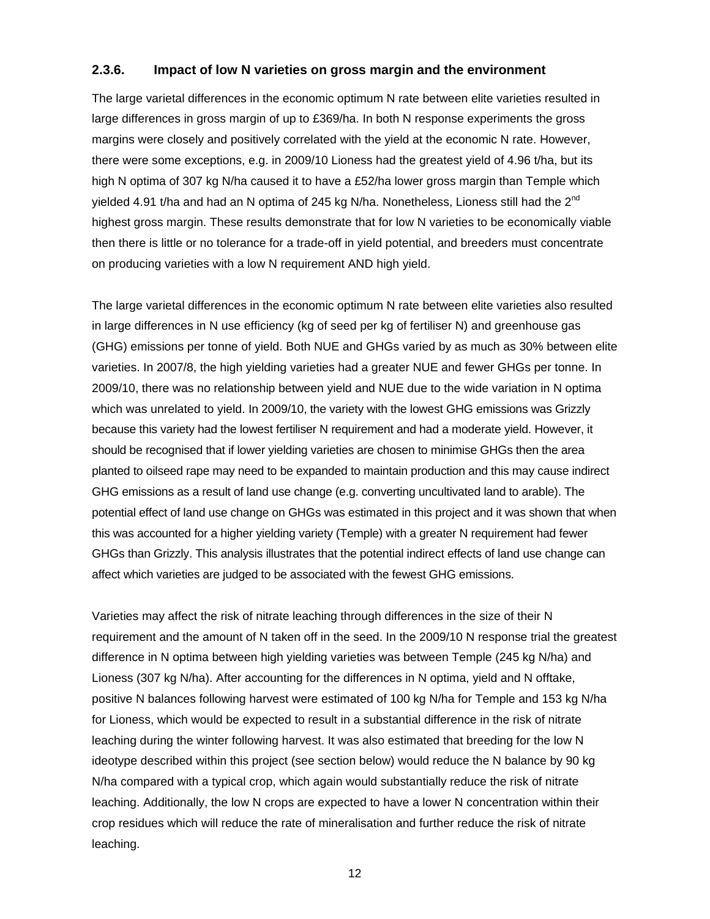### 2.3.6. Impact of low N varieties on gross margin and the environment

The large varietal differences in the economic optimum N rate between elite varieties resulted in large differences in gross margin of up to £369/ha. In both N response experiments the gross margins were closely and positively correlated with the yield at the economic N rate. However, there were some exceptions, e.g. in 2009/10 Lioness had the greatest yield of 4.96 t/ha, but its high N optima of 307 kg N/ha caused it to have a £52/ha lower gross margin than Temple which yielded 4.91 t/ha and had an N optima of 245 kg N/ha. Nonetheless, Lioness still had the 2nd highest gross margin. These results demonstrate that for low N varieties to be economically viable then there is little or no tolerance for a trade-off in yield potential, and breeders must concentrate on producing varieties with a low N requirement AND high yield.

The large varietal differences in the economic optimum N rate between elite varieties also resulted in large differences in N use efficiency (kg of seed per kg of fertiliser N) and greenhouse gas (GHG) emissions per tonne of yield. Both NUE and GHGs varied by as much as 30% between elite varieties. In 2007/8, the high yielding varieties had a greater NUE and fewer GHGs per tonne. In 2009/10, there was no relationship between yield and NUE due to the wide variation in N optima which was unrelated to yield. In 2009/10, the variety with the lowest GHG emissions was Grizzly because this variety had the lowest fertiliser N requirement and had a moderate yield. However, it should be recognised that if lower yielding varieties are chosen to minimise GHGs then the area planted to oilseed rape may need to be expanded to maintain production and this may cause indirect GHG emissions as a result of land use change (e.g. converting uncultivated land to arable). The potential effect of land use change on GHGs was estimated in this project and it was shown that when this was accounted for a higher yielding variety (Temple) with a greater N requirement had fewer GHGs than Grizzly. This analysis illustrates that the potential indirect effects of land use change can affect which varieties are judged to be associated with the fewest GHG emissions.

Varieties may affect the risk of nitrate leaching through differences in the size of their N requirement and the amount of N taken off in the seed. In the 2009/10 N response trial the greatest difference in N optima between high yielding varieties was between Temple (245 kg N/ha) and Lioness (307 kg N/ha). After accounting for the differences in N optima, yield and N offtake, positive N balances following harvest were estimated of 100 kg N/ha for Temple and 153 kg N/ha for Lioness, which would be expected to result in a substantial difference in the risk of nitrate leaching during the winter following harvest. It was also estimated that breeding for the low N ideotype described within this project (see section below) would reduce the N balance by 90 kg N/ha compared with a typical crop, which again would substantially reduce the risk of nitrate leaching. Additionally, the low N crops are expected to have a lower N concentration within their crop residues which will reduce the rate of mineralisation and further reduce the risk of nitrate leaching.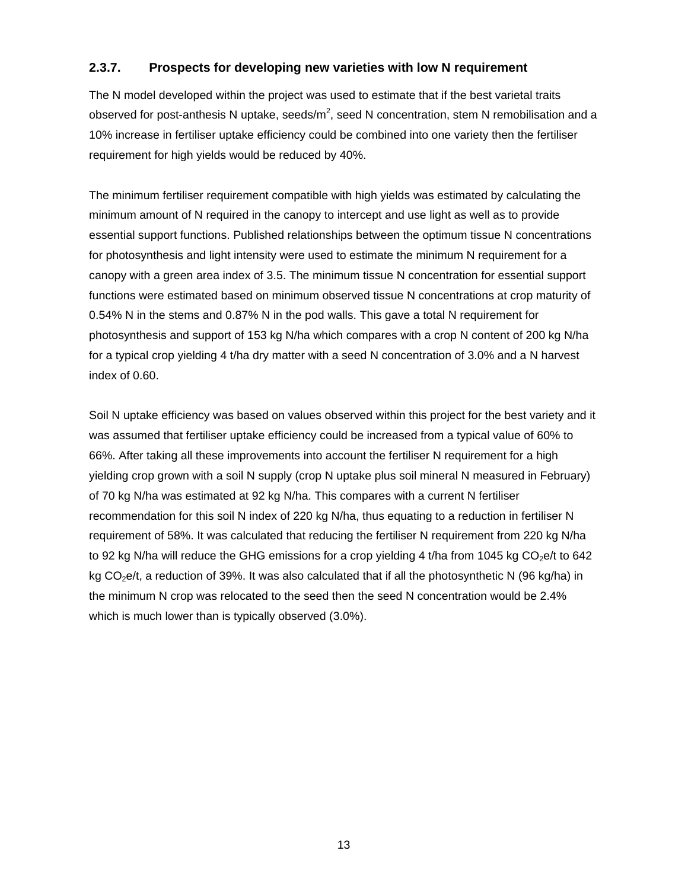### 2.3.7. Prospects for developing new varieties with low N requirement

The N model developed within the project was used to estimate that if the best varietal traits observed for post-anthesis N uptake, seeds/$m^2$, seed N concentration, stem N remobilisation and a 10% increase in fertiliser uptake efficiency could be combined into one variety then the fertiliser requirement for high yields would be reduced by 40%.

The minimum fertiliser requirement compatible with high yields was estimated by calculating the minimum amount of N required in the canopy to intercept and use light as well as to provide essential support functions. Published relationships between the optimum tissue N concentrations for photosynthesis and light intensity were used to estimate the minimum N requirement for a canopy with a green area index of 3.5. The minimum tissue N concentration for essential support functions were estimated based on minimum observed tissue N concentrations at crop maturity of 0.54% N in the stems and 0.87% N in the pod walls. This gave a total N requirement for photosynthesis and support of 153 kg N/ha which compares with a crop N content of 200 kg N/ha for a typical crop yielding 4 t/ha dry matter with a seed N concentration of 3.0% and a N harvest index of 0.60.

Soil N uptake efficiency was based on values observed within this project for the best variety and it was assumed that fertiliser uptake efficiency could be increased from a typical value of 60% to 66%. After taking all these improvements into account the fertiliser N requirement for a high yielding crop grown with a soil N supply (crop N uptake plus soil mineral N measured in February) of 70 kg N/ha was estimated at 92 kg N/ha. This compares with a current N fertiliser recommendation for this soil N index of 220 kg N/ha, thus equating to a reduction in fertiliser N requirement of 58%. It was calculated that reducing the fertiliser N requirement from 220 kg N/ha to 92 kg N/ha will reduce the GHG emissions for a crop yielding 4 t/ha from 1045 kg $CO_2$e/t to 642 kg $CO_2$e/t, a reduction of 39%. It was also calculated that if all the photosynthetic N (96 kg/ha) in the minimum N crop was relocated to the seed then the seed N concentration would be 2.4% which is much lower than is typically observed (3.0%).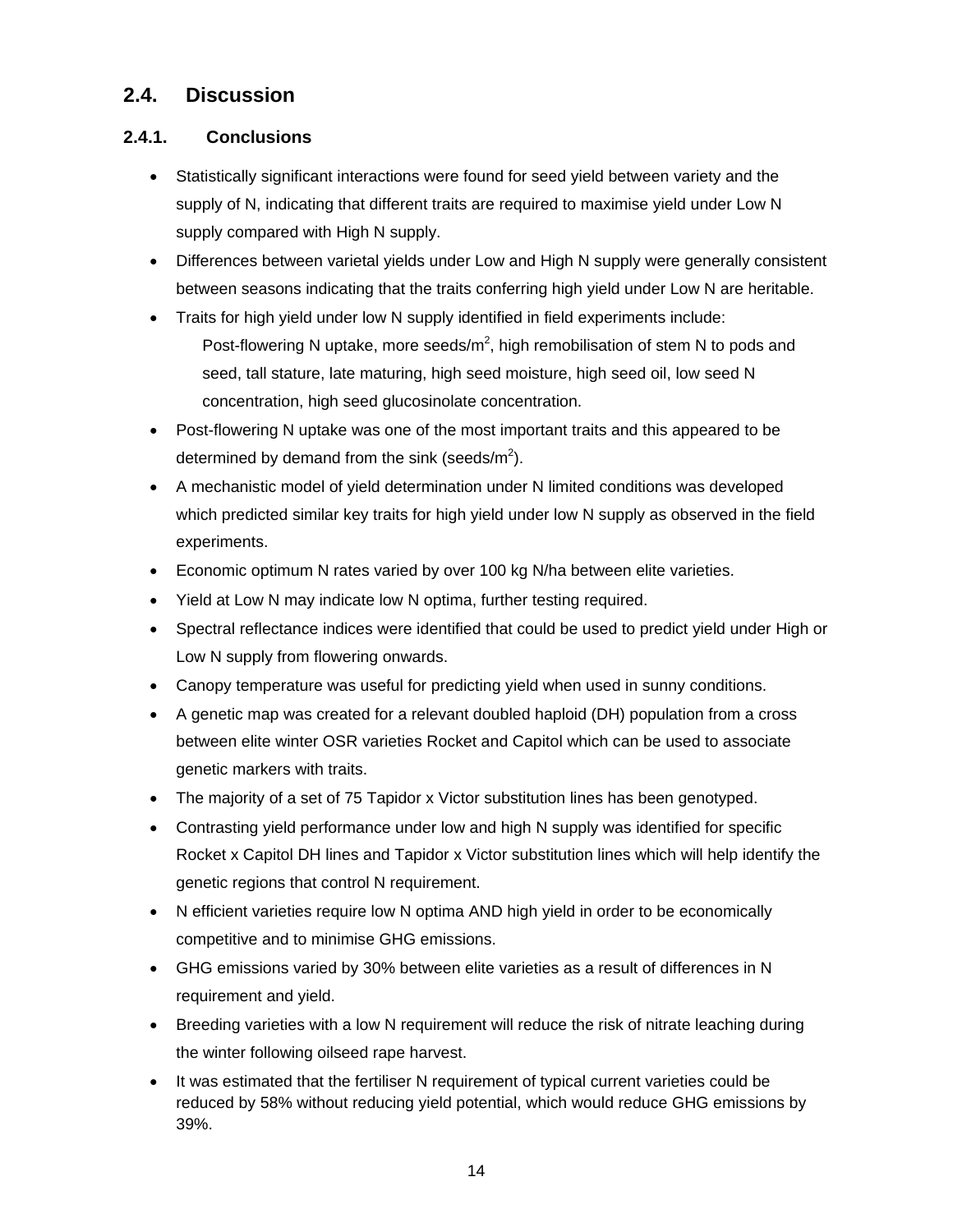## 2.4. Discussion

### 2.4.1. Conclusions

- Statistically significant interactions were found for seed yield between variety and the supply of N, indicating that different traits are required to maximise yield under Low N supply compared with High N supply.
- Differences between varietal yields under Low and High N supply were generally consistent between seasons indicating that the traits conferring high yield under Low N are heritable.
- Traits for high yield under low N supply identified in field experiments include:
  Post-flowering N uptake, more seeds/$m^2$, high remobilisation of stem N to pods and seed, tall stature, late maturing, high seed moisture, high seed oil, low seed N concentration, high seed glucosinolate concentration.
- Post-flowering N uptake was one of the most important traits and this appeared to be determined by demand from the sink (seeds/$m^2$).
- A mechanistic model of yield determination under N limited conditions was developed which predicted similar key traits for high yield under low N supply as observed in the field experiments.
- Economic optimum N rates varied by over 100 kg N/ha between elite varieties.
- Yield at Low N may indicate low N optima, further testing required.
- Spectral reflectance indices were identified that could be used to predict yield under High or Low N supply from flowering onwards.
- Canopy temperature was useful for predicting yield when used in sunny conditions.
- A genetic map was created for a relevant doubled haploid (DH) population from a cross between elite winter OSR varieties Rocket and Capitol which can be used to associate genetic markers with traits.
- The majority of a set of 75 Tapidor x Victor substitution lines has been genotyped.
- Contrasting yield performance under low and high N supply was identified for specific Rocket x Capitol DH lines and Tapidor x Victor substitution lines which will help identify the genetic regions that control N requirement.
- N efficient varieties require low N optima AND high yield in order to be economically competitive and to minimise GHG emissions.
- GHG emissions varied by 30% between elite varieties as a result of differences in N requirement and yield.
- Breeding varieties with a low N requirement will reduce the risk of nitrate leaching during the winter following oilseed rape harvest.
- It was estimated that the fertiliser N requirement of typical current varieties could be reduced by 58% without reducing yield potential, which would reduce GHG emissions by 39%.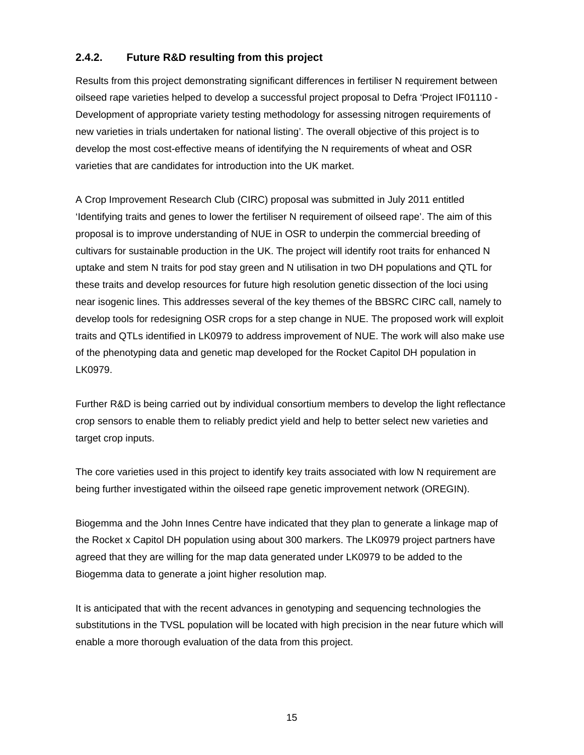### 2.4.2. Future R&D resulting from this project

Results from this project demonstrating significant differences in fertiliser N requirement between oilseed rape varieties helped to develop a successful project proposal to Defra 'Project IF01110 - Development of appropriate variety testing methodology for assessing nitrogen requirements of new varieties in trials undertaken for national listing'. The overall objective of this project is to develop the most cost-effective means of identifying the N requirements of wheat and OSR varieties that are candidates for introduction into the UK market.

A Crop Improvement Research Club (CIRC) proposal was submitted in July 2011 entitled 'Identifying traits and genes to lower the fertiliser N requirement of oilseed rape'. The aim of this proposal is to improve understanding of NUE in OSR to underpin the commercial breeding of cultivars for sustainable production in the UK. The project will identify root traits for enhanced N uptake and stem N traits for pod stay green and N utilisation in two DH populations and QTL for these traits and develop resources for future high resolution genetic dissection of the loci using near isogenic lines. This addresses several of the key themes of the BBSRC CIRC call, namely to develop tools for redesigning OSR crops for a step change in NUE. The proposed work will exploit traits and QTLs identified in LK0979 to address improvement of NUE. The work will also make use of the phenotyping data and genetic map developed for the Rocket Capitol DH population in LK0979.

Further R&D is being carried out by individual consortium members to develop the light reflectance crop sensors to enable them to reliably predict yield and help to better select new varieties and target crop inputs.

The core varieties used in this project to identify key traits associated with low N requirement are being further investigated within the oilseed rape genetic improvement network (OREGIN).

Biogemma and the John Innes Centre have indicated that they plan to generate a linkage map of the Rocket x Capitol DH population using about 300 markers. The LK0979 project partners have agreed that they are willing for the map data generated under LK0979 to be added to the Biogemma data to generate a joint higher resolution map.

It is anticipated that with the recent advances in genotyping and sequencing technologies the substitutions in the TVSL population will be located with high precision in the near future which will enable a more thorough evaluation of the data from this project.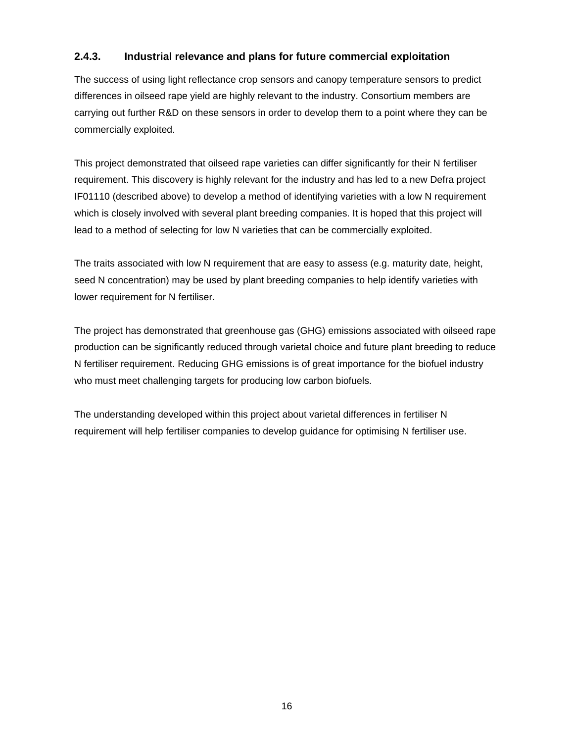### 2.4.3. Industrial relevance and plans for future commercial exploitation

The success of using light reflectance crop sensors and canopy temperature sensors to predict differences in oilseed rape yield are highly relevant to the industry. Consortium members are carrying out further R&D on these sensors in order to develop them to a point where they can be commercially exploited.

This project demonstrated that oilseed rape varieties can differ significantly for their N fertiliser requirement. This discovery is highly relevant for the industry and has led to a new Defra project IF01110 (described above) to develop a method of identifying varieties with a low N requirement which is closely involved with several plant breeding companies. It is hoped that this project will lead to a method of selecting for low N varieties that can be commercially exploited.

The traits associated with low N requirement that are easy to assess (e.g. maturity date, height, seed N concentration) may be used by plant breeding companies to help identify varieties with lower requirement for N fertiliser.

The project has demonstrated that greenhouse gas (GHG) emissions associated with oilseed rape production can be significantly reduced through varietal choice and future plant breeding to reduce N fertiliser requirement. Reducing GHG emissions is of great importance for the biofuel industry who must meet challenging targets for producing low carbon biofuels.

The understanding developed within this project about varietal differences in fertiliser N requirement will help fertiliser companies to develop guidance for optimising N fertiliser use.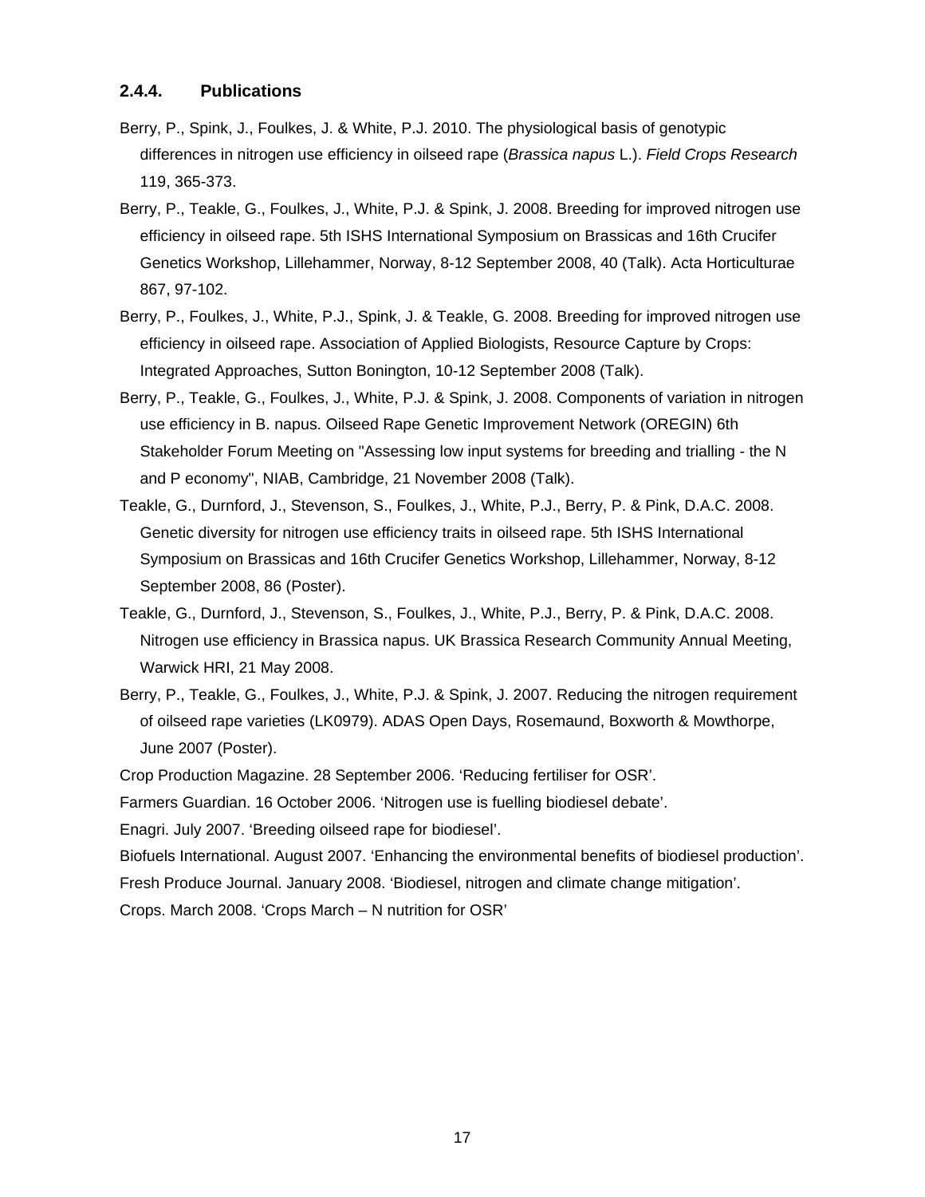### 2.4.4. Publications

Berry, P., Spink, J., Foulkes, J. & White, P.J. 2010. The physiological basis of genotypic differences in nitrogen use efficiency in oilseed rape (*Brassica napus* L.). *Field Crops Research* 119, 365-373.

Berry, P., Teakle, G., Foulkes, J., White, P.J. & Spink, J. 2008. Breeding for improved nitrogen use efficiency in oilseed rape. 5th ISHS International Symposium on Brassicas and 16th Crucifer Genetics Workshop, Lillehammer, Norway, 8-12 September 2008, 40 (Talk). Acta Horticulturae 867, 97-102.

Berry, P., Foulkes, J., White, P.J., Spink, J. & Teakle, G. 2008. Breeding for improved nitrogen use efficiency in oilseed rape. Association of Applied Biologists, Resource Capture by Crops: Integrated Approaches, Sutton Bonington, 10-12 September 2008 (Talk).

Berry, P., Teakle, G., Foulkes, J., White, P.J. & Spink, J. 2008. Components of variation in nitrogen use efficiency in B. napus. Oilseed Rape Genetic Improvement Network (OREGIN) 6th Stakeholder Forum Meeting on "Assessing low input systems for breeding and trialling - the N and P economy", NIAB, Cambridge, 21 November 2008 (Talk).

Teakle, G., Durnford, J., Stevenson, S., Foulkes, J., White, P.J., Berry, P. & Pink, D.A.C. 2008. Genetic diversity for nitrogen use efficiency traits in oilseed rape. 5th ISHS International Symposium on Brassicas and 16th Crucifer Genetics Workshop, Lillehammer, Norway, 8-12 September 2008, 86 (Poster).

Teakle, G., Durnford, J., Stevenson, S., Foulkes, J., White, P.J., Berry, P. & Pink, D.A.C. 2008. Nitrogen use efficiency in Brassica napus. UK Brassica Research Community Annual Meeting, Warwick HRI, 21 May 2008.

Berry, P., Teakle, G., Foulkes, J., White, P.J. & Spink, J. 2007. Reducing the nitrogen requirement of oilseed rape varieties (LK0979). ADAS Open Days, Rosemaund, Boxworth & Mowthorpe, June 2007 (Poster).

Crop Production Magazine. 28 September 2006. 'Reducing fertiliser for OSR'.

Farmers Guardian. 16 October 2006. 'Nitrogen use is fuelling biodiesel debate'.

Enagri. July 2007. 'Breeding oilseed rape for biodiesel'.

Biofuels International. August 2007. 'Enhancing the environmental benefits of biodiesel production'.

Fresh Produce Journal. January 2008. 'Biodiesel, nitrogen and climate change mitigation'.

Crops. March 2008. 'Crops March – N nutrition for OSR'